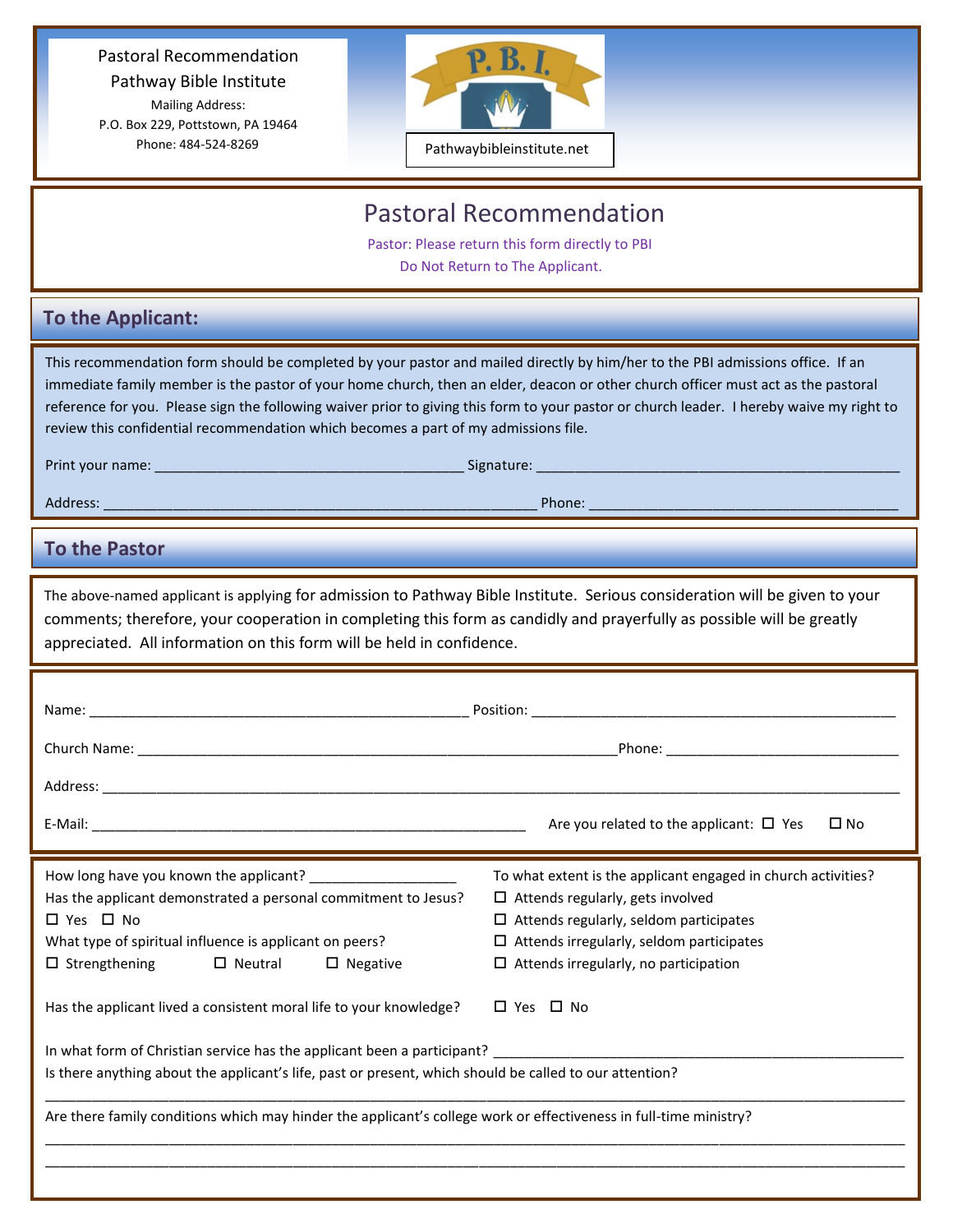Pastoral Recommendation
Pathway Bible Institute
Mailing Address:
P.O. Box 229, Pottstown, PA 19464
Phone: 484-524-8269

P. B. I.

Pathwaybibleinstitute.net

# Pastoral Recommendation

Pastor: Please return this form directly to PBI
Do Not Return to The Applicant.

## To the Applicant:

This recommendation form should be completed by your pastor and mailed directly by him/her to the PBI admissions office. If an immediate family member is the pastor of your home church, then an elder, deacon or other church officer must act as the pastoral reference for you. Please sign the following waiver prior to giving this form to your pastor or church leader. I hereby waive my right to review this confidential recommendation which becomes a part of my admissions file.

Print your name: ________________________________________ Signature: ________________________________________

Address: ________________________________________________________ Phone: ________________________________________

## To the Pastor

The above-named applicant is applying for admission to Pathway Bible Institute. Serious consideration will be given to your comments; therefore, your cooperation in completing this form as candidly and prayerfully as possible will be greatly appreciated. All information on this form will be held in confidence.

Name: __________________________________________________ Position: ______________________________________________

Church Name: ______________________________________________________________Phone: ______________________________

Address: ____________________________________________________________________________________________________

E-Mail: ________________________________________________________ Are you related to the applicant: ☐ Yes ☐ No

How long have you known the applicant? ___________________

Has the applicant demonstrated a personal commitment to Jesus?
☐ Yes ☐ No

What type of spiritual influence is applicant on peers?
☐ Strengthening ☐ Neutral ☐ Negative

To what extent is the applicant engaged in church activities?
☐ Attends regularly, gets involved
☐ Attends regularly, seldom participates
☐ Attends irregularly, seldom participates
☐ Attends irregularly, no participation

Has the applicant lived a consistent moral life to your knowledge? ☐ Yes ☐ No

In what form of Christian service has the applicant been a participant? ______________________________________________________

Is there anything about the applicant's life, past or present, which should be called to our attention?

____________________________________________________________________________________________________________

Are there family conditions which may hinder the applicant's college work or effectiveness in full-time ministry?

____________________________________________________________________________________________________________

____________________________________________________________________________________________________________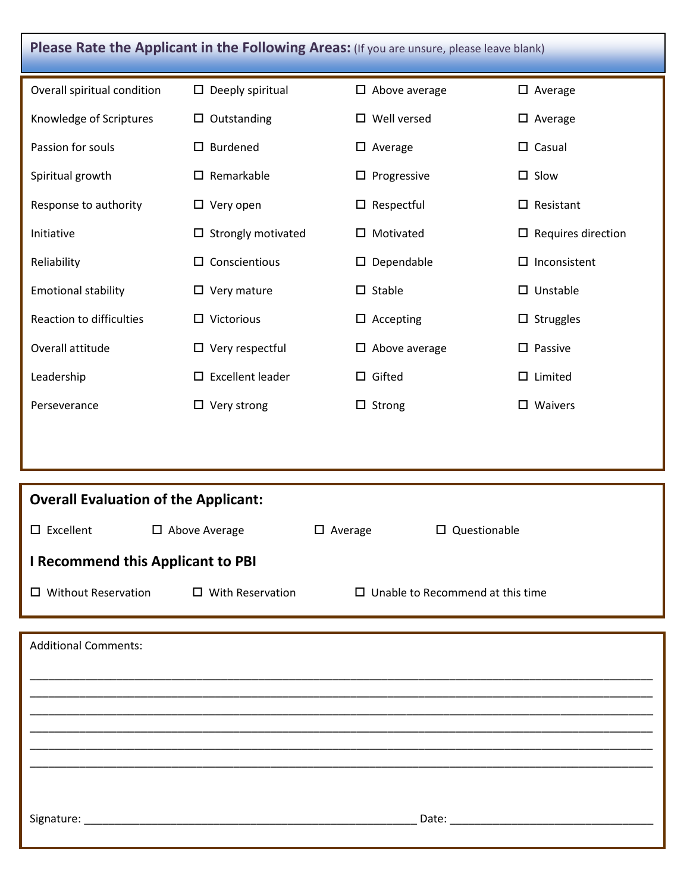## Please Rate the Applicant in the Following Areas: (If you are unsure, please leave blank)

| | | | |
|---|---|---|---|
| Overall spiritual condition | ☐ Deeply spiritual | ☐ Above average | ☐ Average |
| Knowledge of Scriptures | ☐ Outstanding | ☐ Well versed | ☐ Average |
| Passion for souls | ☐ Burdened | ☐ Average | ☐ Casual |
| Spiritual growth | ☐ Remarkable | ☐ Progressive | ☐ Slow |
| Response to authority | ☐ Very open | ☐ Respectful | ☐ Resistant |
| Initiative | ☐ Strongly motivated | ☐ Motivated | ☐ Requires direction |
| Reliability | ☐ Conscientious | ☐ Dependable | ☐ Inconsistent |
| Emotional stability | ☐ Very mature | ☐ Stable | ☐ Unstable |
| Reaction to difficulties | ☐ Victorious | ☐ Accepting | ☐ Struggles |
| Overall attitude | ☐ Very respectful | ☐ Above average | ☐ Passive |
| Leadership | ☐ Excellent leader | ☐ Gifted | ☐ Limited |
| Perseverance | ☐ Very strong | ☐ Strong | ☐ Waivers |

## Overall Evaluation of the Applicant:

☐ Excellent ☐ Above Average ☐ Average ☐ Questionable

## I Recommend this Applicant to PBI

☐ Without Reservation ☐ With Reservation ☐ Unable to Recommend at this time

Additional Comments:

______________________________________________________________________________________

______________________________________________________________________________________

______________________________________________________________________________________

______________________________________________________________________________________

______________________________________________________________________________________

______________________________________________________________________________________

Signature: ________________________________________________ Date: ____________________________